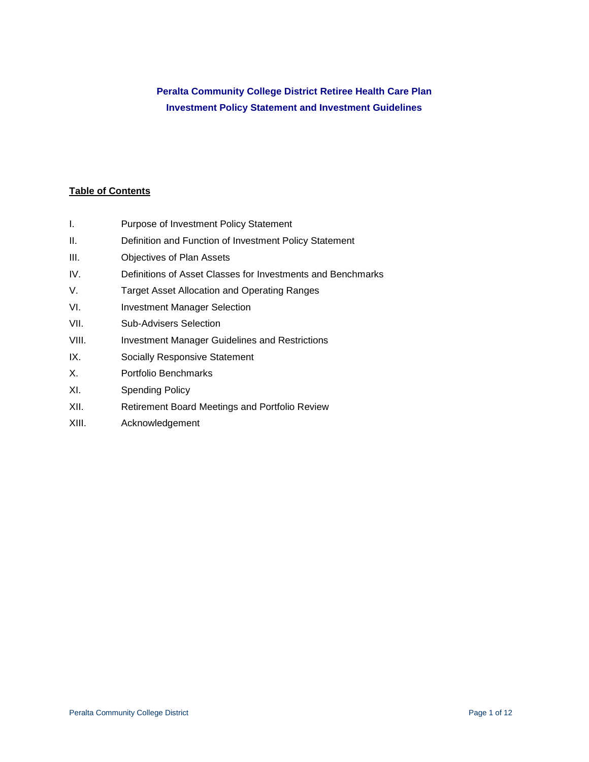# Peralta Community College District Retiree Health Care Plan
# Investment Policy Statement and Investment Guidelines

**Table of Contents**

| | |
|---|---|
| I. | Purpose of Investment Policy Statement |
| II. | Definition and Function of Investment Policy Statement |
| III. | Objectives of Plan Assets |
| IV. | Definitions of Asset Classes for Investments and Benchmarks |
| V. | Target Asset Allocation and Operating Ranges |
| VI. | Investment Manager Selection |
| VII. | Sub-Advisers Selection |
| VIII. | Investment Manager Guidelines and Restrictions |
| IX. | Socially Responsive Statement |
| X. | Portfolio Benchmarks |
| XI. | Spending Policy |
| XII. | Retirement Board Meetings and Portfolio Review |
| XIII. | Acknowledgement |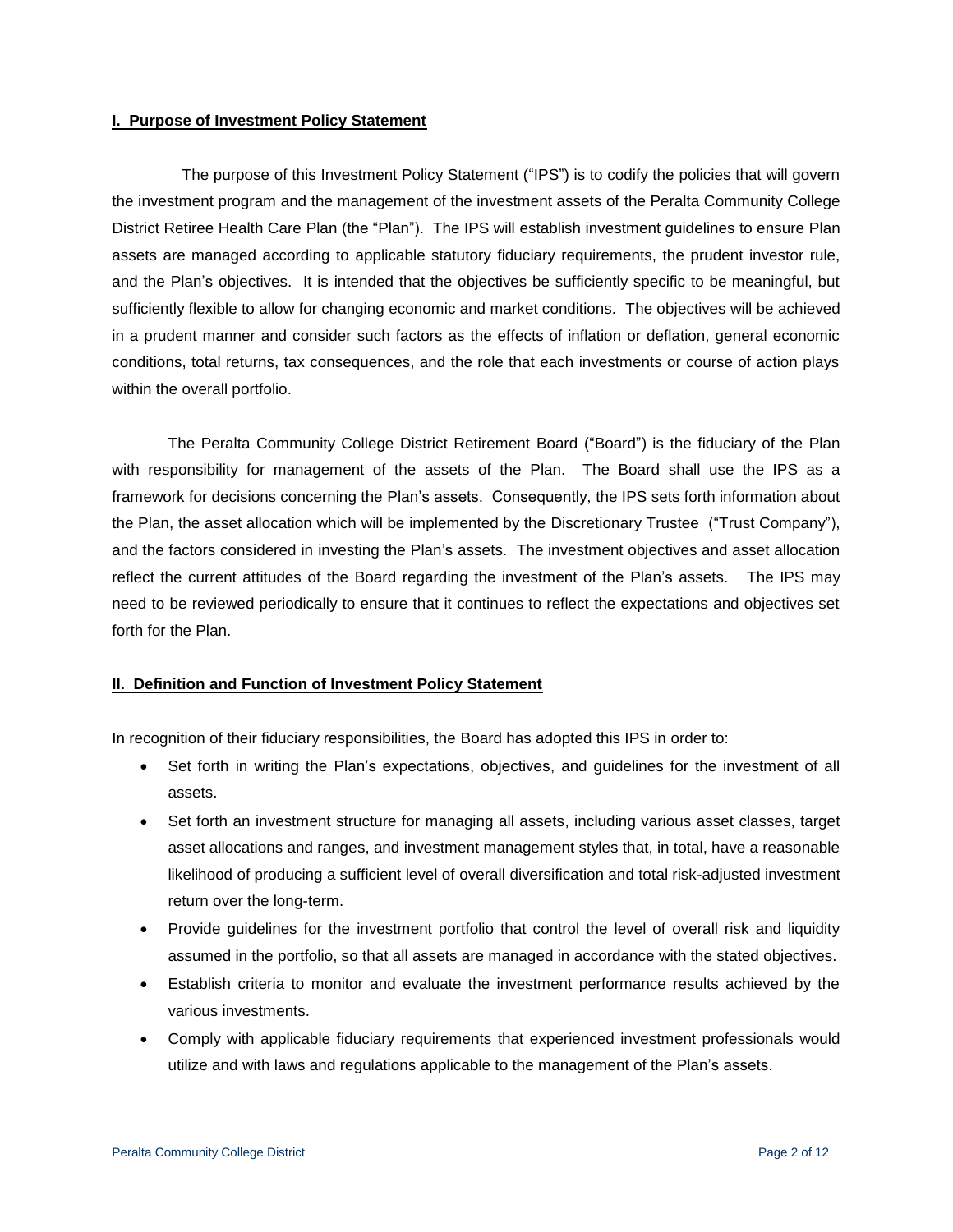## I. Purpose of Investment Policy Statement

The purpose of this Investment Policy Statement ("IPS") is to codify the policies that will govern the investment program and the management of the investment assets of the Peralta Community College District Retiree Health Care Plan (the "Plan"). The IPS will establish investment guidelines to ensure Plan assets are managed according to applicable statutory fiduciary requirements, the prudent investor rule, and the Plan's objectives. It is intended that the objectives be sufficiently specific to be meaningful, but sufficiently flexible to allow for changing economic and market conditions. The objectives will be achieved in a prudent manner and consider such factors as the effects of inflation or deflation, general economic conditions, total returns, tax consequences, and the role that each investments or course of action plays within the overall portfolio.

The Peralta Community College District Retirement Board ("Board") is the fiduciary of the Plan with responsibility for management of the assets of the Plan. The Board shall use the IPS as a framework for decisions concerning the Plan's assets. Consequently, the IPS sets forth information about the Plan, the asset allocation which will be implemented by the Discretionary Trustee ("Trust Company"), and the factors considered in investing the Plan's assets. The investment objectives and asset allocation reflect the current attitudes of the Board regarding the investment of the Plan's assets. The IPS may need to be reviewed periodically to ensure that it continues to reflect the expectations and objectives set forth for the Plan.

## II. Definition and Function of Investment Policy Statement

In recognition of their fiduciary responsibilities, the Board has adopted this IPS in order to:

- Set forth in writing the Plan's expectations, objectives, and guidelines for the investment of all assets.
- Set forth an investment structure for managing all assets, including various asset classes, target asset allocations and ranges, and investment management styles that, in total, have a reasonable likelihood of producing a sufficient level of overall diversification and total risk-adjusted investment return over the long-term.
- Provide guidelines for the investment portfolio that control the level of overall risk and liquidity assumed in the portfolio, so that all assets are managed in accordance with the stated objectives.
- Establish criteria to monitor and evaluate the investment performance results achieved by the various investments.
- Comply with applicable fiduciary requirements that experienced investment professionals would utilize and with laws and regulations applicable to the management of the Plan's assets.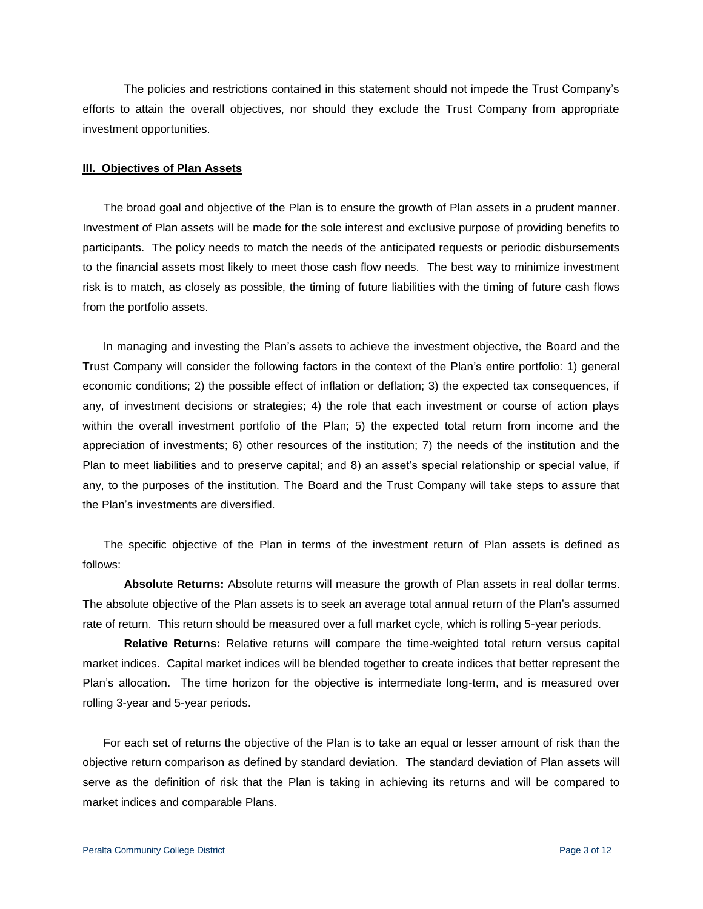The policies and restrictions contained in this statement should not impede the Trust Company's efforts to attain the overall objectives, nor should they exclude the Trust Company from appropriate investment opportunities.

## III. Objectives of Plan Assets

The broad goal and objective of the Plan is to ensure the growth of Plan assets in a prudent manner. Investment of Plan assets will be made for the sole interest and exclusive purpose of providing benefits to participants. The policy needs to match the needs of the anticipated requests or periodic disbursements to the financial assets most likely to meet those cash flow needs. The best way to minimize investment risk is to match, as closely as possible, the timing of future liabilities with the timing of future cash flows from the portfolio assets.

In managing and investing the Plan's assets to achieve the investment objective, the Board and the Trust Company will consider the following factors in the context of the Plan's entire portfolio: 1) general economic conditions; 2) the possible effect of inflation or deflation; 3) the expected tax consequences, if any, of investment decisions or strategies; 4) the role that each investment or course of action plays within the overall investment portfolio of the Plan; 5) the expected total return from income and the appreciation of investments; 6) other resources of the institution; 7) the needs of the institution and the Plan to meet liabilities and to preserve capital; and 8) an asset's special relationship or special value, if any, to the purposes of the institution. The Board and the Trust Company will take steps to assure that the Plan's investments are diversified.

The specific objective of the Plan in terms of the investment return of Plan assets is defined as follows:

**Absolute Returns:** Absolute returns will measure the growth of Plan assets in real dollar terms. The absolute objective of the Plan assets is to seek an average total annual return of the Plan's assumed rate of return. This return should be measured over a full market cycle, which is rolling 5-year periods.

**Relative Returns:** Relative returns will compare the time-weighted total return versus capital market indices. Capital market indices will be blended together to create indices that better represent the Plan's allocation. The time horizon for the objective is intermediate long-term, and is measured over rolling 3-year and 5-year periods.

For each set of returns the objective of the Plan is to take an equal or lesser amount of risk than the objective return comparison as defined by standard deviation. The standard deviation of Plan assets will serve as the definition of risk that the Plan is taking in achieving its returns and will be compared to market indices and comparable Plans.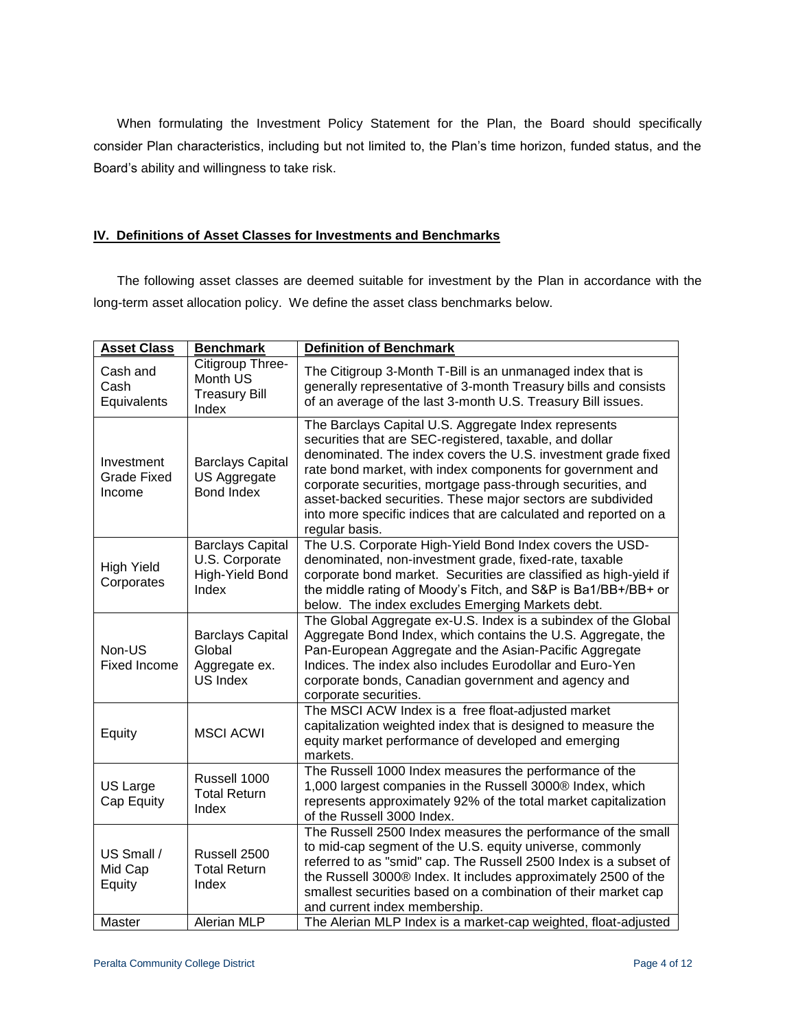When formulating the Investment Policy Statement for the Plan, the Board should specifically consider Plan characteristics, including but not limited to, the Plan's time horizon, funded status, and the Board's ability and willingness to take risk.

## IV. Definitions of Asset Classes for Investments and Benchmarks

The following asset classes are deemed suitable for investment by the Plan in accordance with the long-term asset allocation policy. We define the asset class benchmarks below.

| **Asset Class** | **Benchmark** | **Definition of Benchmark** |
|---|---|---|
| Cash and Cash Equivalents | Citigroup Three-Month US Treasury Bill Index | The Citigroup 3-Month T-Bill is an unmanaged index that is generally representative of 3-month Treasury bills and consists of an average of the last 3-month U.S. Treasury Bill issues. |
| Investment Grade Fixed Income | Barclays Capital US Aggregate Bond Index | The Barclays Capital U.S. Aggregate Index represents securities that are SEC-registered, taxable, and dollar denominated. The index covers the U.S. investment grade fixed rate bond market, with index components for government and corporate securities, mortgage pass-through securities, and asset-backed securities. These major sectors are subdivided into more specific indices that are calculated and reported on a regular basis. |
| High Yield Corporates | Barclays Capital U.S. Corporate High-Yield Bond Index | The U.S. Corporate High-Yield Bond Index covers the USD-denominated, non-investment grade, fixed-rate, taxable corporate bond market. Securities are classified as high-yield if the middle rating of Moody's Fitch, and S&P is Ba1/BB+/BB+ or below. The index excludes Emerging Markets debt. |
| Non-US Fixed Income | Barclays Capital Global Aggregate ex. US Index | The Global Aggregate ex-U.S. Index is a subindex of the Global Aggregate Bond Index, which contains the U.S. Aggregate, the Pan-European Aggregate and the Asian-Pacific Aggregate Indices. The index also includes Eurodollar and Euro-Yen corporate bonds, Canadian government and agency and corporate securities. |
| Equity | MSCI ACWI | The MSCI ACW Index is a free float-adjusted market capitalization weighted index that is designed to measure the equity market performance of developed and emerging markets. |
| US Large Cap Equity | Russell 1000 Total Return Index | The Russell 1000 Index measures the performance of the 1,000 largest companies in the Russell 3000® Index, which represents approximately 92% of the total market capitalization of the Russell 3000 Index. |
| US Small / Mid Cap Equity | Russell 2500 Total Return Index | The Russell 2500 Index measures the performance of the small to mid-cap segment of the U.S. equity universe, commonly referred to as "smid" cap. The Russell 2500 Index is a subset of the Russell 3000® Index. It includes approximately 2500 of the smallest securities based on a combination of their market cap and current index membership. |
| Master | Alerian MLP | The Alerian MLP Index is a market-cap weighted, float-adjusted |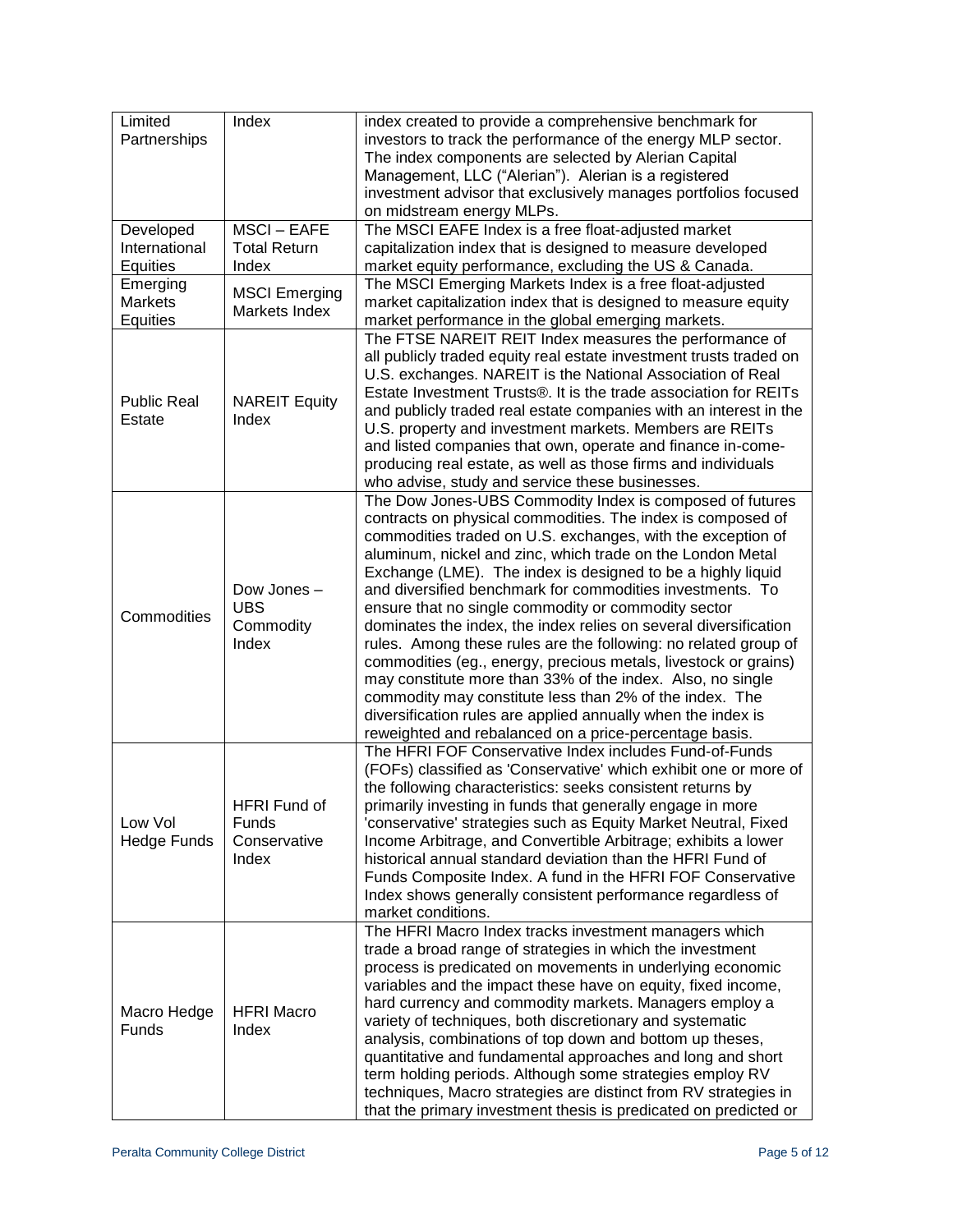| | | |
|---|---|---|
| Limited Partnerships | Index | index created to provide a comprehensive benchmark for investors to track the performance of the energy MLP sector. The index components are selected by Alerian Capital Management, LLC ("Alerian"). Alerian is a registered investment advisor that exclusively manages portfolios focused on midstream energy MLPs. |
| Developed International Equities | MSCI – EAFE Total Return Index | The MSCI EAFE Index is a free float-adjusted market capitalization index that is designed to measure developed market equity performance, excluding the US & Canada. |
| Emerging Markets Equities | MSCI Emerging Markets Index | The MSCI Emerging Markets Index is a free float-adjusted market capitalization index that is designed to measure equity market performance in the global emerging markets. |
| Public Real Estate | NAREIT Equity Index | The FTSE NAREIT REIT Index measures the performance of all publicly traded equity real estate investment trusts traded on U.S. exchanges. NAREIT is the National Association of Real Estate Investment Trusts®. It is the trade association for REITs and publicly traded real estate companies with an interest in the U.S. property and investment markets. Members are REITs and listed companies that own, operate and finance in-come-producing real estate, as well as those firms and individuals who advise, study and service these businesses. |
| Commodities | Dow Jones – UBS Commodity Index | The Dow Jones-UBS Commodity Index is composed of futures contracts on physical commodities. The index is composed of commodities traded on U.S. exchanges, with the exception of aluminum, nickel and zinc, which trade on the London Metal Exchange (LME). The index is designed to be a highly liquid and diversified benchmark for commodities investments. To ensure that no single commodity or commodity sector dominates the index, the index relies on several diversification rules. Among these rules are the following: no related group of commodities (eg., energy, precious metals, livestock or grains) may constitute more than 33% of the index. Also, no single commodity may constitute less than 2% of the index. The diversification rules are applied annually when the index is reweighted and rebalanced on a price-percentage basis. |
| Low Vol Hedge Funds | HFRI Fund of Funds Conservative Index | The HFRI FOF Conservative Index includes Fund-of-Funds (FOFs) classified as 'Conservative' which exhibit one or more of the following characteristics: seeks consistent returns by primarily investing in funds that generally engage in more 'conservative' strategies such as Equity Market Neutral, Fixed Income Arbitrage, and Convertible Arbitrage; exhibits a lower historical annual standard deviation than the HFRI Fund of Funds Composite Index. A fund in the HFRI FOF Conservative Index shows generally consistent performance regardless of market conditions. |
| Macro Hedge Funds | HFRI Macro Index | The HFRI Macro Index tracks investment managers which trade a broad range of strategies in which the investment process is predicated on movements in underlying economic variables and the impact these have on equity, fixed income, hard currency and commodity markets. Managers employ a variety of techniques, both discretionary and systematic analysis, combinations of top down and bottom up theses, quantitative and fundamental approaches and long and short term holding periods. Although some strategies employ RV techniques, Macro strategies are distinct from RV strategies in that the primary investment thesis is predicated on predicted or |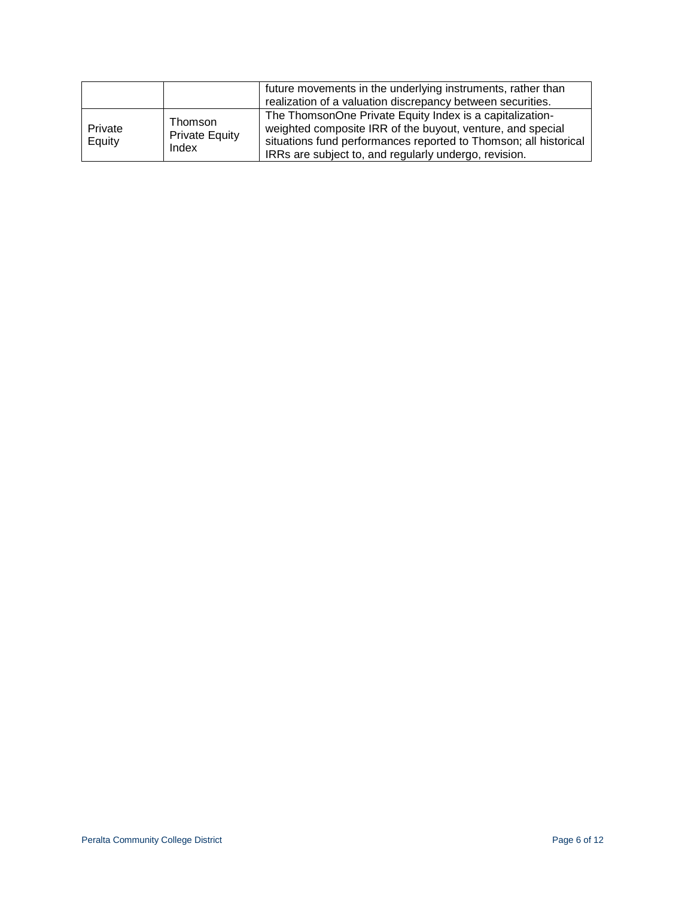| | | |
|---|---|---|
| | | future movements in the underlying instruments, rather than realization of a valuation discrepancy between securities. |
| Private Equity | Thomson Private Equity Index | The ThomsonOne Private Equity Index is a capitalization-weighted composite IRR of the buyout, venture, and special situations fund performances reported to Thomson; all historical IRRs are subject to, and regularly undergo, revision. |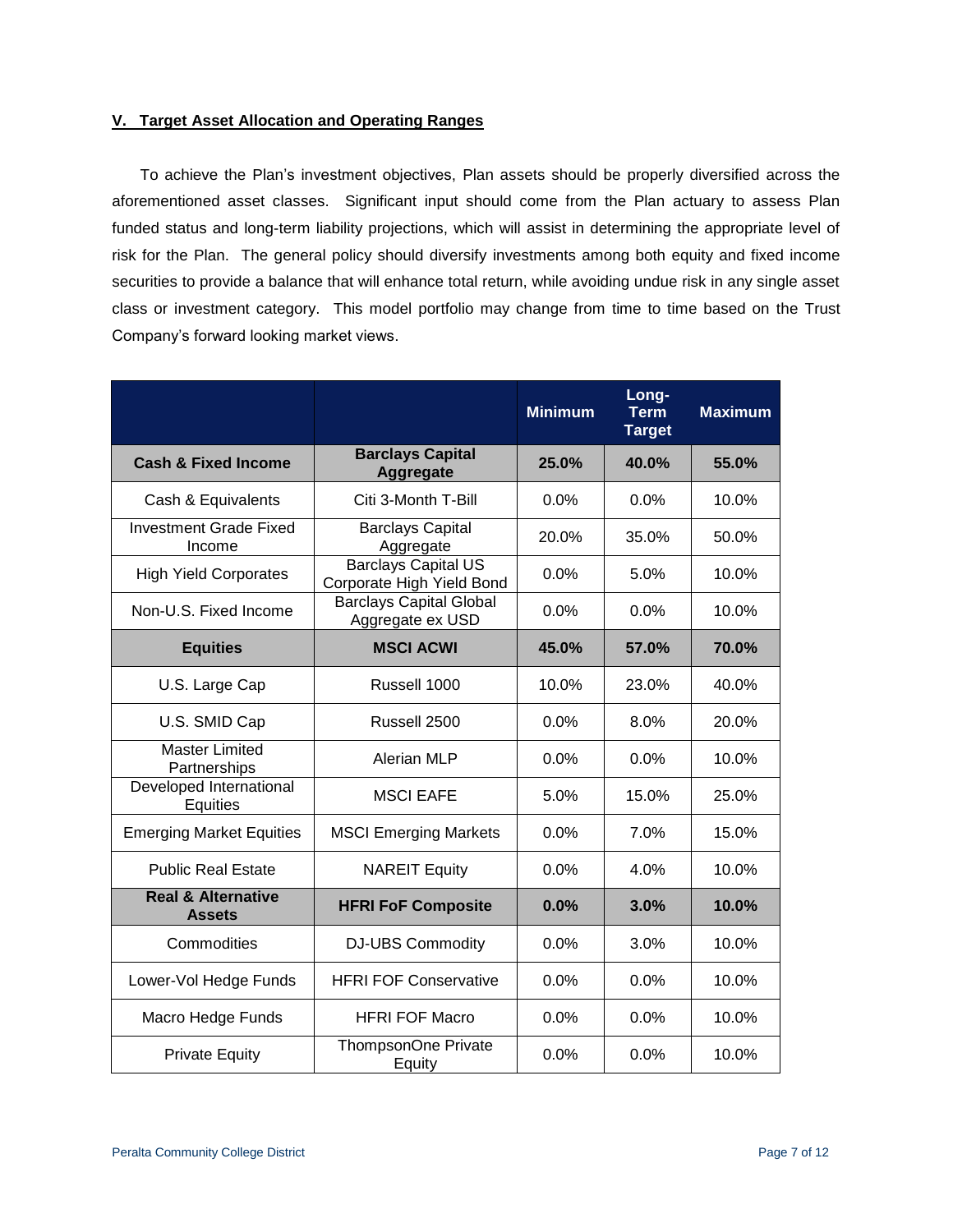## V. Target Asset Allocation and Operating Ranges

To achieve the Plan's investment objectives, Plan assets should be properly diversified across the aforementioned asset classes. Significant input should come from the Plan actuary to assess Plan funded status and long-term liability projections, which will assist in determining the appropriate level of risk for the Plan. The general policy should diversify investments among both equity and fixed income securities to provide a balance that will enhance total return, while avoiding undue risk in any single asset class or investment category. This model portfolio may change from time to time based on the Trust Company's forward looking market views.

| | | Minimum | Long-Term Target | Maximum |
|---|---|---|---|---|
| **Cash & Fixed Income** | **Barclays Capital Aggregate** | **25.0%** | **40.0%** | **55.0%** |
| Cash & Equivalents | Citi 3-Month T-Bill | 0.0% | 0.0% | 10.0% |
| Investment Grade Fixed Income | Barclays Capital Aggregate | 20.0% | 35.0% | 50.0% |
| High Yield Corporates | Barclays Capital US Corporate High Yield Bond | 0.0% | 5.0% | 10.0% |
| Non-U.S. Fixed Income | Barclays Capital Global Aggregate ex USD | 0.0% | 0.0% | 10.0% |
| **Equities** | **MSCI ACWI** | **45.0%** | **57.0%** | **70.0%** |
| U.S. Large Cap | Russell 1000 | 10.0% | 23.0% | 40.0% |
| U.S. SMID Cap | Russell 2500 | 0.0% | 8.0% | 20.0% |
| Master Limited Partnerships | Alerian MLP | 0.0% | 0.0% | 10.0% |
| Developed International Equities | MSCI EAFE | 5.0% | 15.0% | 25.0% |
| Emerging Market Equities | MSCI Emerging Markets | 0.0% | 7.0% | 15.0% |
| Public Real Estate | NAREIT Equity | 0.0% | 4.0% | 10.0% |
| **Real & Alternative Assets** | **HFRI FoF Composite** | **0.0%** | **3.0%** | **10.0%** |
| Commodities | DJ-UBS Commodity | 0.0% | 3.0% | 10.0% |
| Lower-Vol Hedge Funds | HFRI FOF Conservative | 0.0% | 0.0% | 10.0% |
| Macro Hedge Funds | HFRI FOF Macro | 0.0% | 0.0% | 10.0% |
| Private Equity | ThompsonOne Private Equity | 0.0% | 0.0% | 10.0% |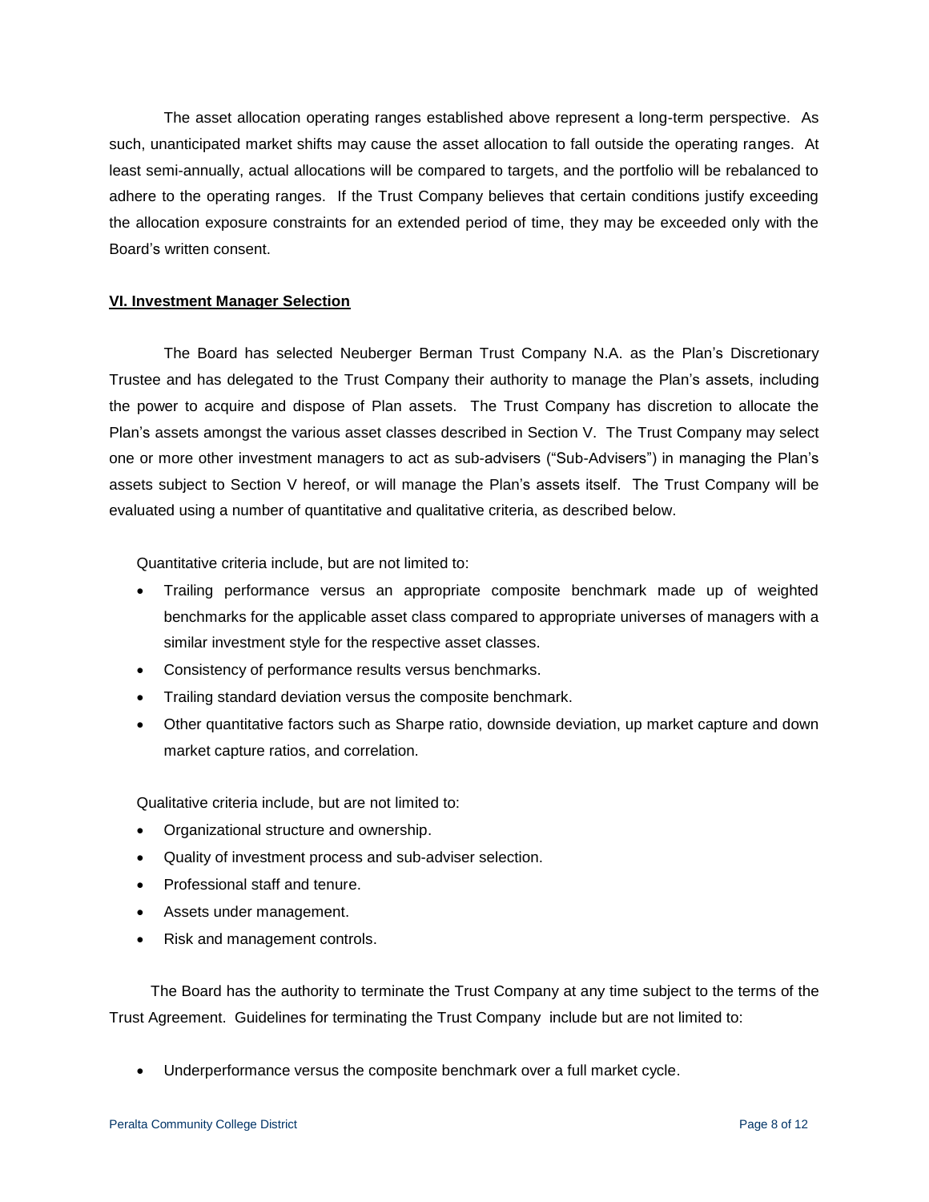The asset allocation operating ranges established above represent a long-term perspective. As such, unanticipated market shifts may cause the asset allocation to fall outside the operating ranges. At least semi-annually, actual allocations will be compared to targets, and the portfolio will be rebalanced to adhere to the operating ranges. If the Trust Company believes that certain conditions justify exceeding the allocation exposure constraints for an extended period of time, they may be exceeded only with the Board's written consent.

## VI. Investment Manager Selection

The Board has selected Neuberger Berman Trust Company N.A. as the Plan's Discretionary Trustee and has delegated to the Trust Company their authority to manage the Plan's assets, including the power to acquire and dispose of Plan assets. The Trust Company has discretion to allocate the Plan's assets amongst the various asset classes described in Section V. The Trust Company may select one or more other investment managers to act as sub-advisers ("Sub-Advisers") in managing the Plan's assets subject to Section V hereof, or will manage the Plan's assets itself. The Trust Company will be evaluated using a number of quantitative and qualitative criteria, as described below.

Quantitative criteria include, but are not limited to:

- Trailing performance versus an appropriate composite benchmark made up of weighted benchmarks for the applicable asset class compared to appropriate universes of managers with a similar investment style for the respective asset classes.
- Consistency of performance results versus benchmarks.
- Trailing standard deviation versus the composite benchmark.
- Other quantitative factors such as Sharpe ratio, downside deviation, up market capture and down market capture ratios, and correlation.

Qualitative criteria include, but are not limited to:

- Organizational structure and ownership.
- Quality of investment process and sub-adviser selection.
- Professional staff and tenure.
- Assets under management.
- Risk and management controls.

The Board has the authority to terminate the Trust Company at any time subject to the terms of the Trust Agreement. Guidelines for terminating the Trust Company include but are not limited to:

- Underperformance versus the composite benchmark over a full market cycle.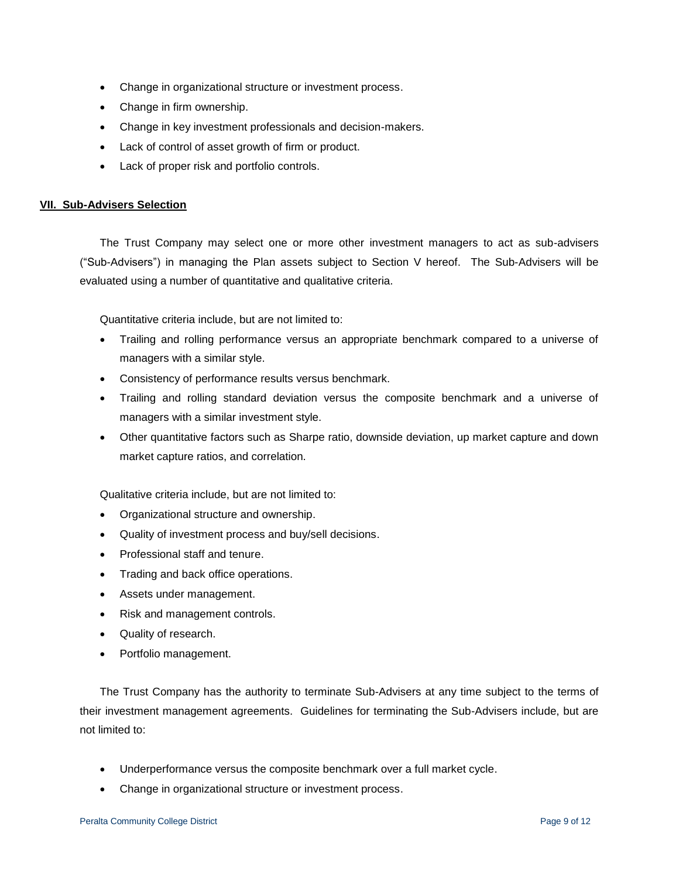- Change in organizational structure or investment process.
- Change in firm ownership.
- Change in key investment professionals and decision-makers.
- Lack of control of asset growth of firm or product.
- Lack of proper risk and portfolio controls.

## VII. Sub-Advisers Selection

The Trust Company may select one or more other investment managers to act as sub-advisers ("Sub-Advisers") in managing the Plan assets subject to Section V hereof. The Sub-Advisers will be evaluated using a number of quantitative and qualitative criteria.

Quantitative criteria include, but are not limited to:

- Trailing and rolling performance versus an appropriate benchmark compared to a universe of managers with a similar style.
- Consistency of performance results versus benchmark.
- Trailing and rolling standard deviation versus the composite benchmark and a universe of managers with a similar investment style.
- Other quantitative factors such as Sharpe ratio, downside deviation, up market capture and down market capture ratios, and correlation.

Qualitative criteria include, but are not limited to:

- Organizational structure and ownership.
- Quality of investment process and buy/sell decisions.
- Professional staff and tenure.
- Trading and back office operations.
- Assets under management.
- Risk and management controls.
- Quality of research.
- Portfolio management.

The Trust Company has the authority to terminate Sub-Advisers at any time subject to the terms of their investment management agreements. Guidelines for terminating the Sub-Advisers include, but are not limited to:

- Underperformance versus the composite benchmark over a full market cycle.
- Change in organizational structure or investment process.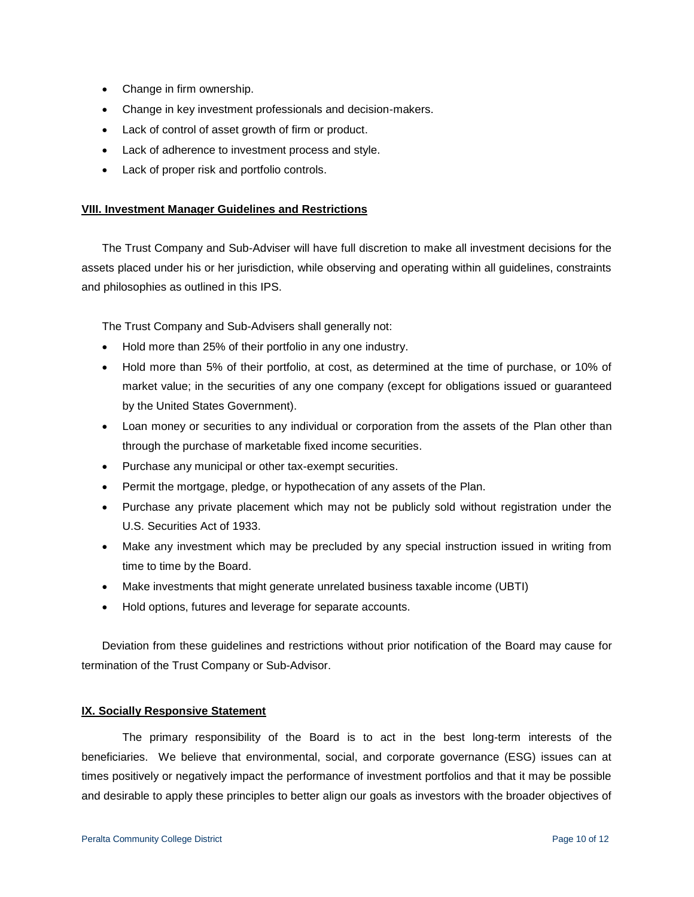- Change in firm ownership.
- Change in key investment professionals and decision-makers.
- Lack of control of asset growth of firm or product.
- Lack of adherence to investment process and style.
- Lack of proper risk and portfolio controls.

## VIII. Investment Manager Guidelines and Restrictions

The Trust Company and Sub-Adviser will have full discretion to make all investment decisions for the assets placed under his or her jurisdiction, while observing and operating within all guidelines, constraints and philosophies as outlined in this IPS.

The Trust Company and Sub-Advisers shall generally not:

- Hold more than 25% of their portfolio in any one industry.
- Hold more than 5% of their portfolio, at cost, as determined at the time of purchase, or 10% of market value; in the securities of any one company (except for obligations issued or guaranteed by the United States Government).
- Loan money or securities to any individual or corporation from the assets of the Plan other than through the purchase of marketable fixed income securities.
- Purchase any municipal or other tax-exempt securities.
- Permit the mortgage, pledge, or hypothecation of any assets of the Plan.
- Purchase any private placement which may not be publicly sold without registration under the U.S. Securities Act of 1933.
- Make any investment which may be precluded by any special instruction issued in writing from time to time by the Board.
- Make investments that might generate unrelated business taxable income (UBTI)
- Hold options, futures and leverage for separate accounts.

Deviation from these guidelines and restrictions without prior notification of the Board may cause for termination of the Trust Company or Sub-Advisor.

## IX. Socially Responsive Statement

The primary responsibility of the Board is to act in the best long-term interests of the beneficiaries. We believe that environmental, social, and corporate governance (ESG) issues can at times positively or negatively impact the performance of investment portfolios and that it may be possible and desirable to apply these principles to better align our goals as investors with the broader objectives of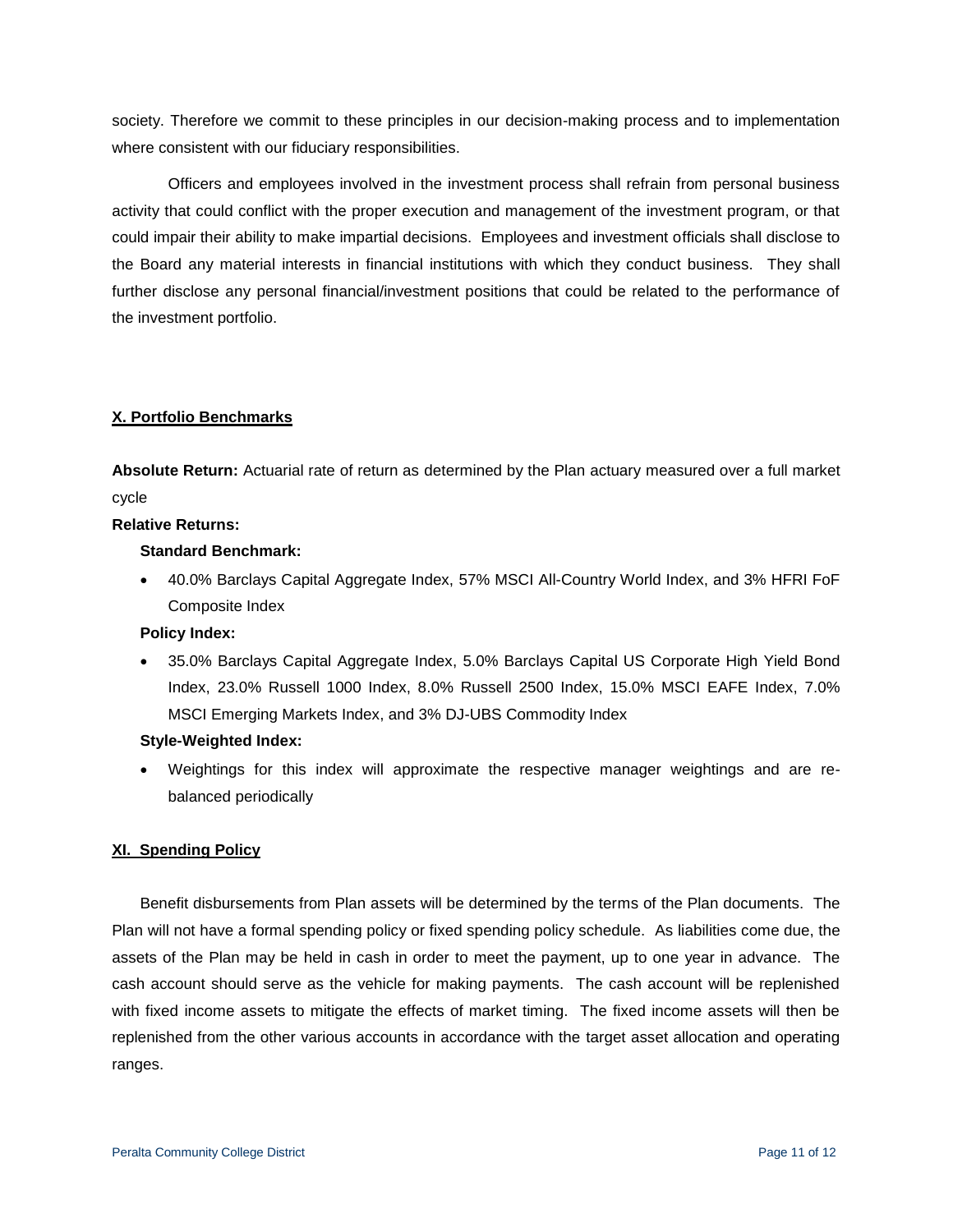society. Therefore we commit to these principles in our decision-making process and to implementation where consistent with our fiduciary responsibilities.

Officers and employees involved in the investment process shall refrain from personal business activity that could conflict with the proper execution and management of the investment program, or that could impair their ability to make impartial decisions. Employees and investment officials shall disclose to the Board any material interests in financial institutions with which they conduct business. They shall further disclose any personal financial/investment positions that could be related to the performance of the investment portfolio.

## X. Portfolio Benchmarks

**Absolute Return:** Actuarial rate of return as determined by the Plan actuary measured over a full market cycle

**Relative Returns:**

**Standard Benchmark:**

- 40.0% Barclays Capital Aggregate Index, 57% MSCI All-Country World Index, and 3% HFRI FoF Composite Index

**Policy Index:**

- 35.0% Barclays Capital Aggregate Index, 5.0% Barclays Capital US Corporate High Yield Bond Index, 23.0% Russell 1000 Index, 8.0% Russell 2500 Index, 15.0% MSCI EAFE Index, 7.0% MSCI Emerging Markets Index, and 3% DJ-UBS Commodity Index

**Style-Weighted Index:**

- Weightings for this index will approximate the respective manager weightings and are re-balanced periodically

## XI. Spending Policy

Benefit disbursements from Plan assets will be determined by the terms of the Plan documents. The Plan will not have a formal spending policy or fixed spending policy schedule. As liabilities come due, the assets of the Plan may be held in cash in order to meet the payment, up to one year in advance. The cash account should serve as the vehicle for making payments. The cash account will be replenished with fixed income assets to mitigate the effects of market timing. The fixed income assets will then be replenished from the other various accounts in accordance with the target asset allocation and operating ranges.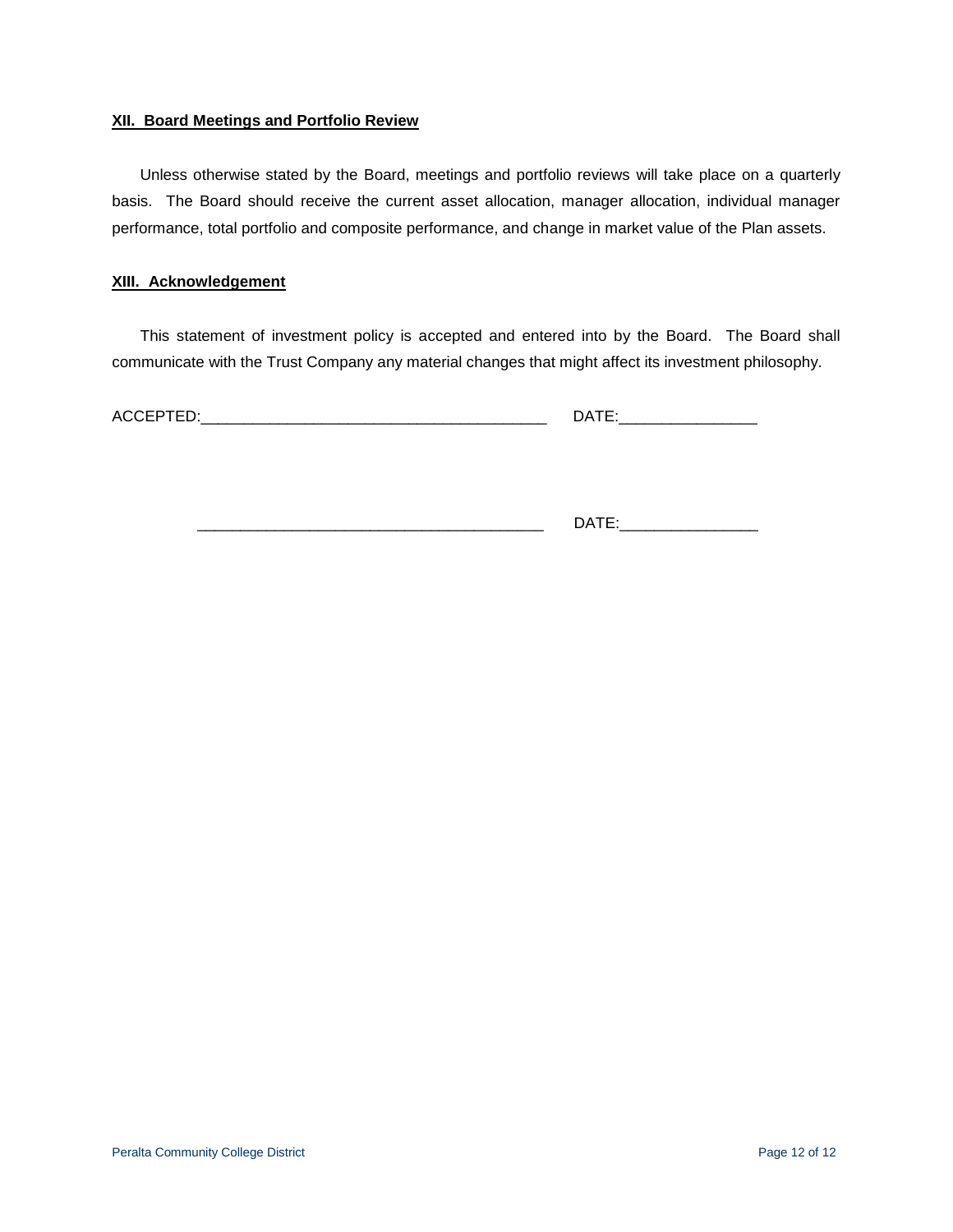## XII. Board Meetings and Portfolio Review

Unless otherwise stated by the Board, meetings and portfolio reviews will take place on a quarterly basis. The Board should receive the current asset allocation, manager allocation, individual manager performance, total portfolio and composite performance, and change in market value of the Plan assets.

## XIII. Acknowledgement

This statement of investment policy is accepted and entered into by the Board. The Board shall communicate with the Trust Company any material changes that might affect its investment philosophy.

ACCEPTED:________________________________________ DATE:________________

________________________________________ DATE:________________